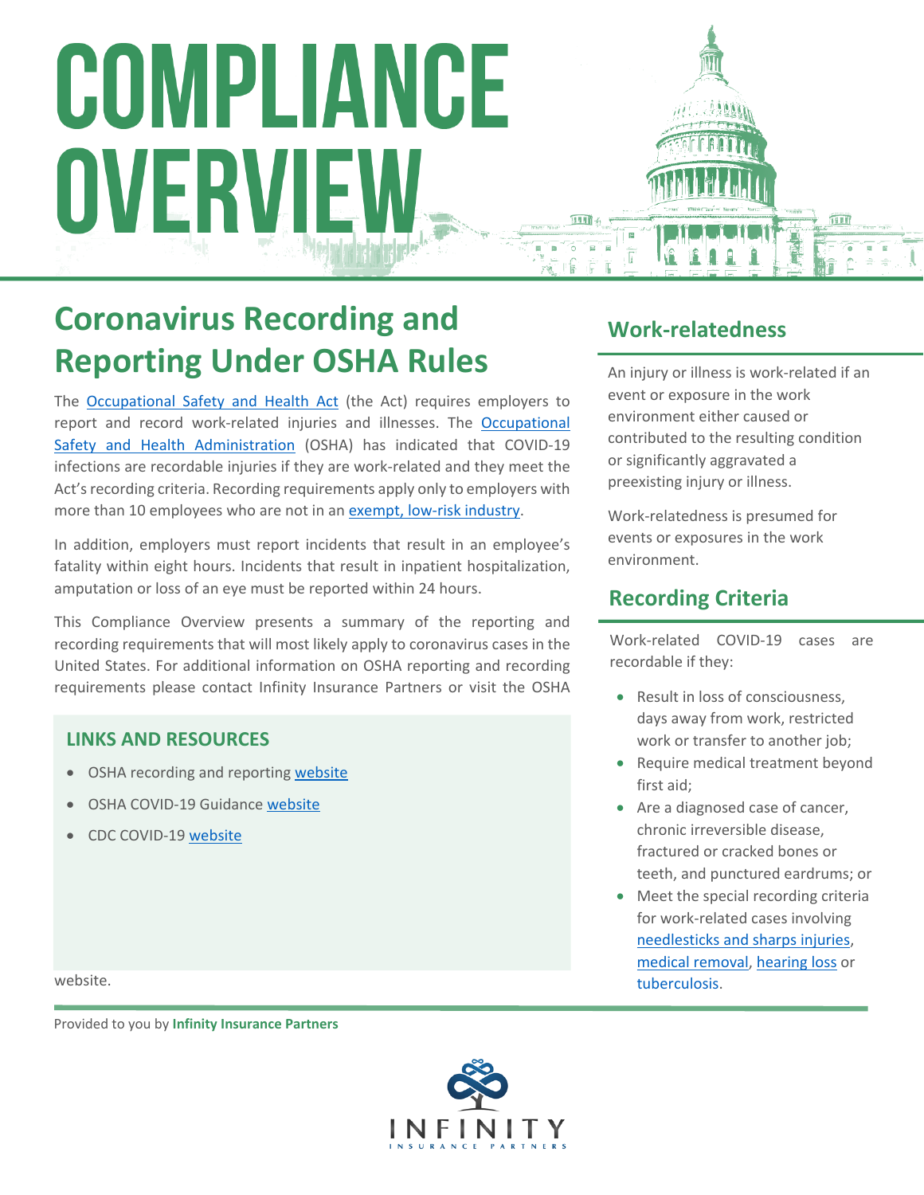# COMPLIANCE OVERVIEW

## Coronavirus Recording and Reporting Under OSHA Rules

The [Occupational Safety and Health Act](#) (the Act) requires employers to report and record work-related injuries and illnesses. The [Occupational Safety and Health Administration](#) (OSHA) has indicated that COVID-19 infections are recordable injuries if they are work-related and they meet the Act's recording criteria. Recording requirements apply only to employers with more than 10 employees who are not in an [exempt, low-risk industry](#).

In addition, employers must report incidents that result in an employee's fatality within eight hours. Incidents that result in inpatient hospitalization, amputation or loss of an eye must be reported within 24 hours.

This Compliance Overview presents a summary of the reporting and recording requirements that will most likely apply to coronavirus cases in the United States. For additional information on OSHA reporting and recording requirements please contact Infinity Insurance Partners or visit the OSHA website.

### LINKS AND RESOURCES

- OSHA recording and reporting [website](#)
- OSHA COVID-19 Guidance [website](#)
- CDC COVID-19 [website](#)

## Work-relatedness

An injury or illness is work-related if an event or exposure in the work environment either caused or contributed to the resulting condition or significantly aggravated a preexisting injury or illness.

Work-relatedness is presumed for events or exposures in the work environment.

## Recording Criteria

Work-related COVID-19 cases are recordable if they:

- Result in loss of consciousness, days away from work, restricted work or transfer to another job;
- Require medical treatment beyond first aid;
- Are a diagnosed case of cancer, chronic irreversible disease, fractured or cracked bones or teeth, and punctured eardrums; or
- Meet the special recording criteria for work-related cases involving [needlesticks and sharps injuries](#), [medical removal](#), [hearing loss](#) or [tuberculosis](#).

Provided to you by **Infinity Insurance Partners**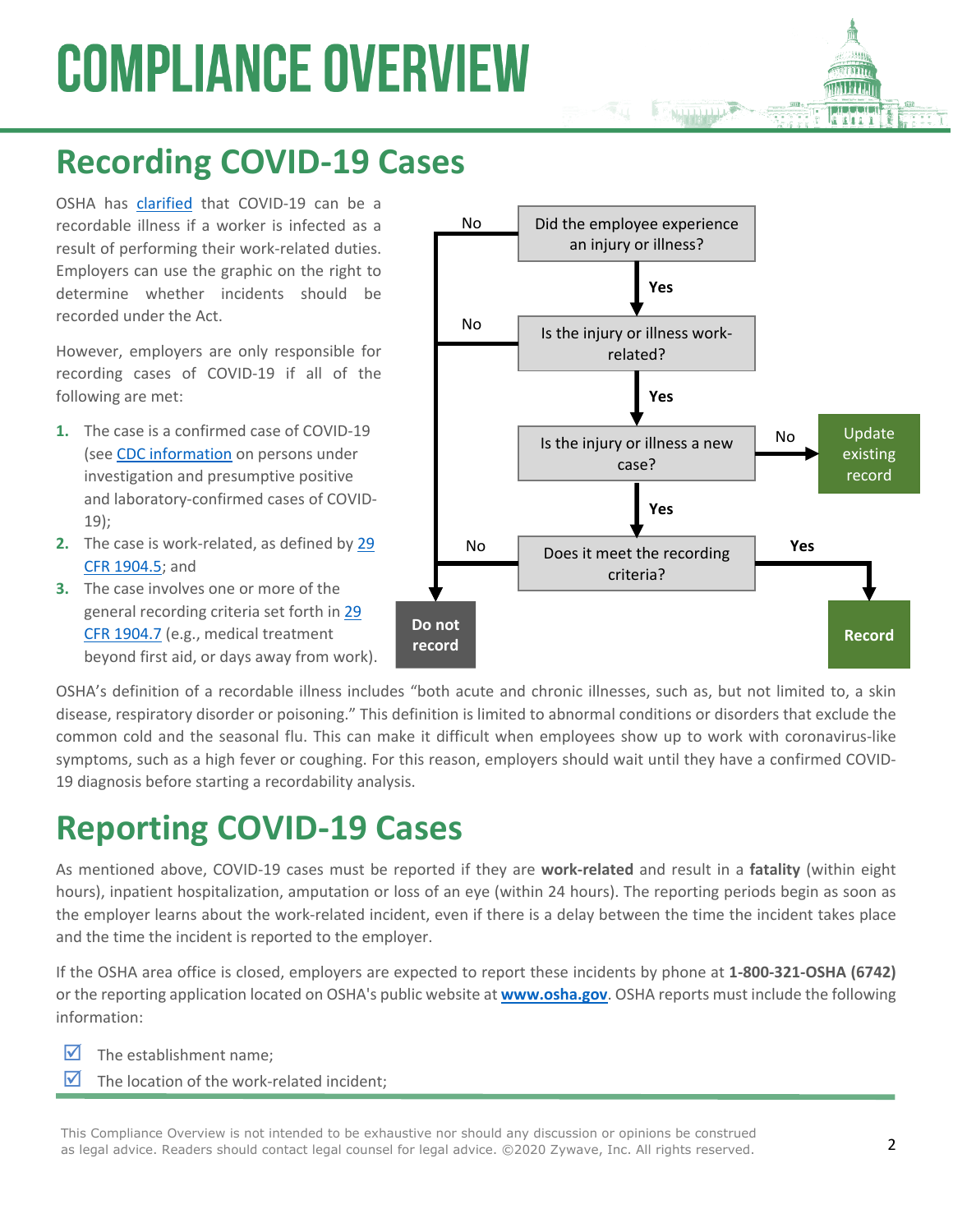# COMPLIANCE OVERVIEW

## Recording COVID-19 Cases

OSHA has clarified that COVID-19 can be a recordable illness if a worker is infected as a result of performing their work-related duties. Employers can use the graphic on the right to determine whether incidents should be recorded under the Act.

However, employers are only responsible for recording cases of COVID-19 if all of the following are met:

1. The case is a confirmed case of COVID-19 (see CDC information on persons under investigation and presumptive positive and laboratory-confirmed cases of COVID-19);
2. The case is work-related, as defined by 29 CFR 1904.5; and
3. The case involves one or more of the general recording criteria set forth in 29 CFR 1904.7 (e.g., medical treatment beyond first aid, or days away from work).

- Did the employee experience an injury or illness?
  - No → Do not record
  - Yes → Is the injury or illness work-related?
    - No → Do not record
    - Yes → Is the injury or illness a new case?
      - No → Update existing record
      - Yes → Does it meet the recording criteria?
        - No → Do not record
        - Yes → Record

OSHA's definition of a recordable illness includes "both acute and chronic illnesses, such as, but not limited to, a skin disease, respiratory disorder or poisoning." This definition is limited to abnormal conditions or disorders that exclude the common cold and the seasonal flu. This can make it difficult when employees show up to work with coronavirus-like symptoms, such as a high fever or coughing. For this reason, employers should wait until they have a confirmed COVID-19 diagnosis before starting a recordability analysis.

## Reporting COVID-19 Cases

As mentioned above, COVID-19 cases must be reported if they are **work-related** and result in a **fatality** (within eight hours), inpatient hospitalization, amputation or loss of an eye (within 24 hours). The reporting periods begin as soon as the employer learns about the work-related incident, even if there is a delay between the time the incident takes place and the time the incident is reported to the employer.

If the OSHA area office is closed, employers are expected to report these incidents by phone at **1-800-321-OSHA (6742)** or the reporting application located on OSHA's public website at **www.osha.gov**. OSHA reports must include the following information:

- ☑ The establishment name;
- ☑ The location of the work-related incident;

This Compliance Overview is not intended to be exhaustive nor should any discussion or opinions be construed as legal advice. Readers should contact legal counsel for legal advice. ©2020 Zywave, Inc. All rights reserved.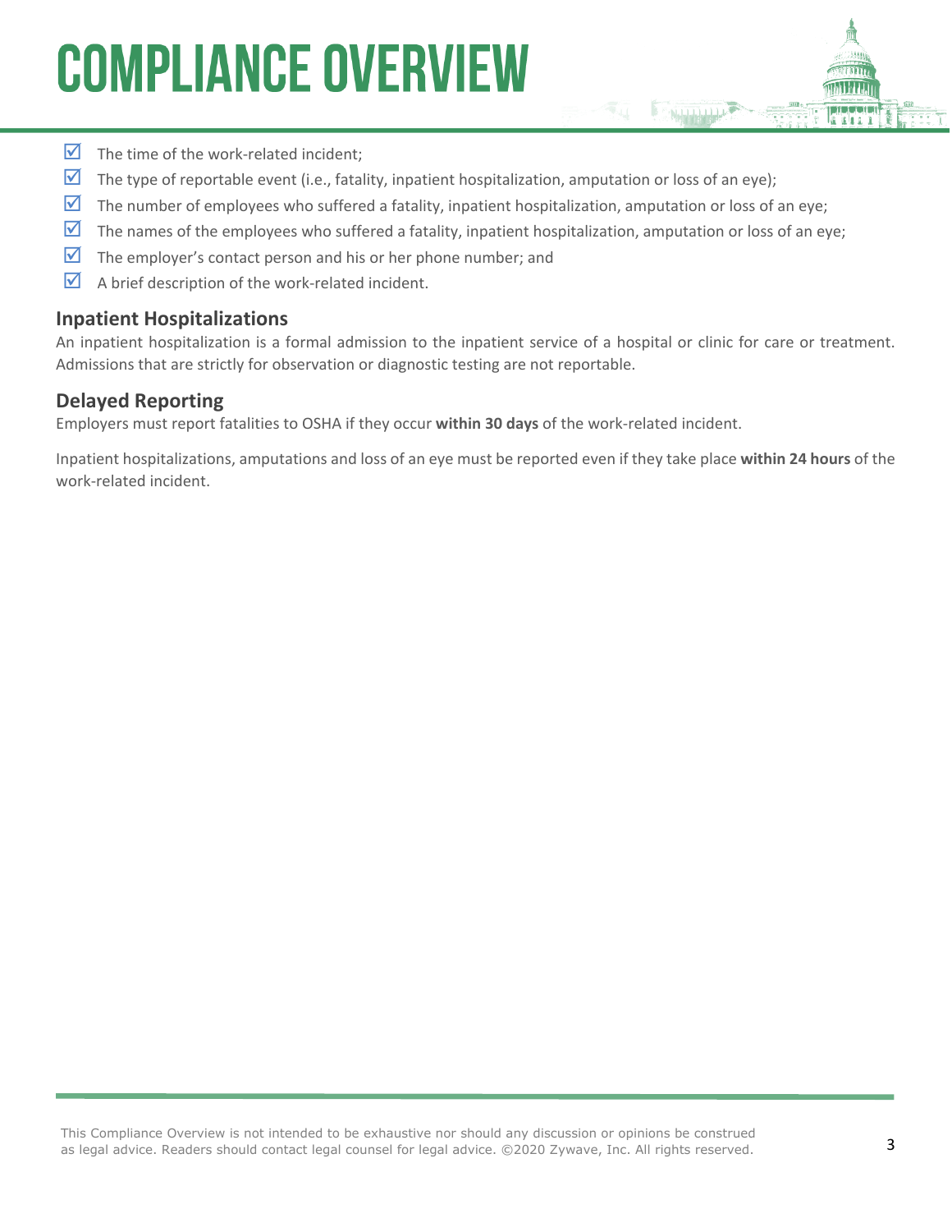# COMPLIANCE OVERVIEW

- ☑ The time of the work-related incident;
- ☑ The type of reportable event (i.e., fatality, inpatient hospitalization, amputation or loss of an eye);
- ☑ The number of employees who suffered a fatality, inpatient hospitalization, amputation or loss of an eye;
- ☑ The names of the employees who suffered a fatality, inpatient hospitalization, amputation or loss of an eye;
- ☑ The employer's contact person and his or her phone number; and
- ☑ A brief description of the work-related incident.

## Inpatient Hospitalizations

An inpatient hospitalization is a formal admission to the inpatient service of a hospital or clinic for care or treatment. Admissions that are strictly for observation or diagnostic testing are not reportable.

## Delayed Reporting

Employers must report fatalities to OSHA if they occur **within 30 days** of the work-related incident.

Inpatient hospitalizations, amputations and loss of an eye must be reported even if they take place **within 24 hours** of the work-related incident.

This Compliance Overview is not intended to be exhaustive nor should any discussion or opinions be construed as legal advice. Readers should contact legal counsel for legal advice. ©2020 Zywave, Inc. All rights reserved.